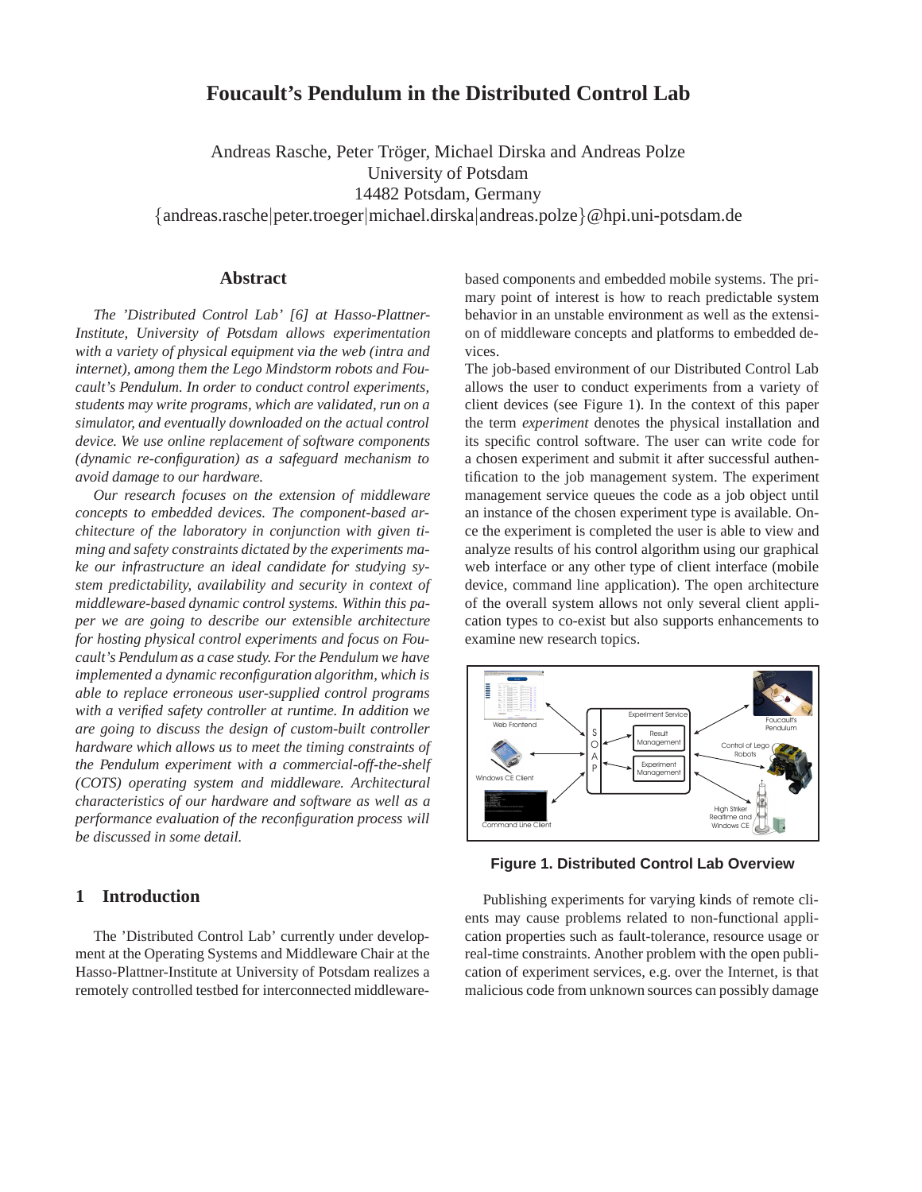# Foucault's Pendulum in the Distributed Control Lab

Andreas Rasche, Peter Tröger, Michael Dirska and Andreas Polze
University of Potsdam
14482 Potsdam, Germany
{andreas.rasche|peter.troeger|michael.dirska|andreas.polze}@hpi.uni-potsdam.de

## Abstract

*The 'Distributed Control Lab' [6] at Hasso-Plattner-Institute, University of Potsdam allows experimentation with a variety of physical equipment via the web (intra and internet), among them the Lego Mindstorm robots and Foucault's Pendulum. In order to conduct control experiments, students may write programs, which are validated, run on a simulator, and eventually downloaded on the actual control device. We use online replacement of software components (dynamic re-configuration) as a safeguard mechanism to avoid damage to our hardware.*

*Our research focuses on the extension of middleware concepts to embedded devices. The component-based architecture of the laboratory in conjunction with given timing and safety constraints dictated by the experiments make our infrastructure an ideal candidate for studying system predictability, availability and security in context of middleware-based dynamic control systems. Within this paper we are going to describe our extensible architecture for hosting physical control experiments and focus on Foucault's Pendulum as a case study. For the Pendulum we have implemented a dynamic reconfiguration algorithm, which is able to replace erroneous user-supplied control programs with a verified safety controller at runtime. In addition we are going to discuss the design of custom-built controller hardware which allows us to meet the timing constraints of the Pendulum experiment with a commercial-off-the-shelf (COTS) operating system and middleware. Architectural characteristics of our hardware and software as well as a performance evaluation of the reconfiguration process will be discussed in some detail.*

## 1 Introduction

The 'Distributed Control Lab' currently under development at the Operating Systems and Middleware Chair at the Hasso-Plattner-Institute at University of Potsdam realizes a remotely controlled testbed for interconnected middleware-based components and embedded mobile systems. The primary point of interest is how to reach predictable system behavior in an unstable environment as well as the extension of middleware concepts and platforms to embedded devices.

The job-based environment of our Distributed Control Lab allows the user to conduct experiments from a variety of client devices (see Figure 1). In the context of this paper the term *experiment* denotes the physical installation and its specific control software. The user can write code for a chosen experiment and submit it after successful authentification to the job management system. The experiment management service queues the code as a job object until an instance of the chosen experiment type is available. Once the experiment is completed the user is able to view and analyze results of his control algorithm using our graphical web interface or any other type of client interface (mobile device, command line application). The open architecture of the overall system allows not only several client application types to co-exist but also supports enhancements to examine new research topics.

**Figure 1. Distributed Control Lab Overview**

Publishing experiments for varying kinds of remote clients may cause problems related to non-functional application properties such as fault-tolerance, resource usage or real-time constraints. Another problem with the open publication of experiment services, e.g. over the Internet, is that malicious code from unknown sources can possibly damage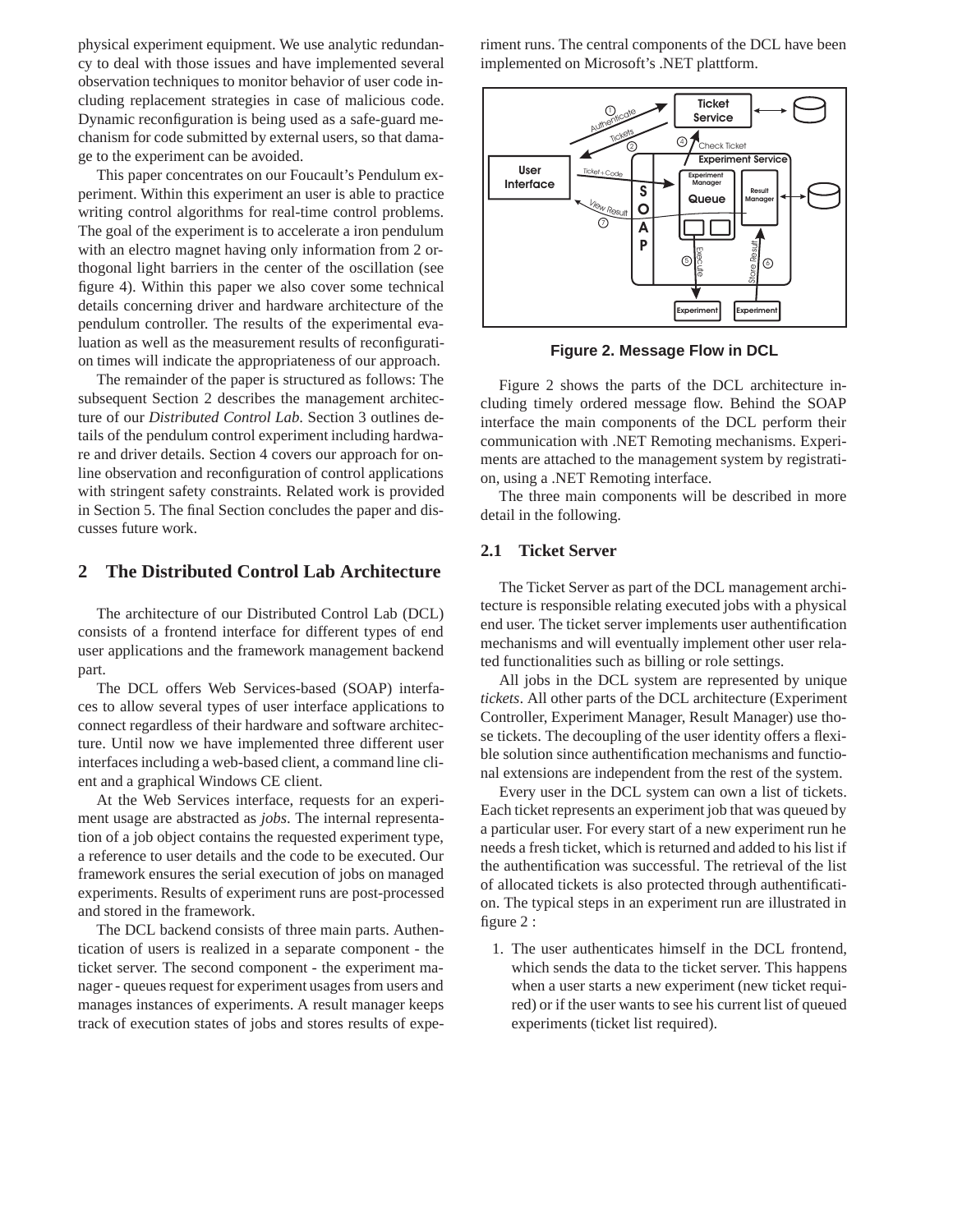physical experiment equipment. We use analytic redundancy to deal with those issues and have implemented several observation techniques to monitor behavior of user code including replacement strategies in case of malicious code. Dynamic reconfiguration is being used as a safe-guard mechanism for code submitted by external users, so that damage to the experiment can be avoided.

This paper concentrates on our Foucault's Pendulum experiment. Within this experiment an user is able to practice writing control algorithms for real-time control problems. The goal of the experiment is to accelerate a iron pendulum with an electro magnet having only information from 2 orthogonal light barriers in the center of the oscillation (see figure 4). Within this paper we also cover some technical details concerning driver and hardware architecture of the pendulum controller. The results of the experimental evaluation as well as the measurement results of reconfiguration times will indicate the appropriateness of our approach.

The remainder of the paper is structured as follows: The subsequent Section 2 describes the management architecture of our *Distributed Control Lab*. Section 3 outlines details of the pendulum control experiment including hardware and driver details. Section 4 covers our approach for online observation and reconfiguration of control applications with stringent safety constraints. Related work is provided in Section 5. The final Section concludes the paper and discusses future work.

## 2 The Distributed Control Lab Architecture

The architecture of our Distributed Control Lab (DCL) consists of a frontend interface for different types of end user applications and the framework management backend part.

The DCL offers Web Services-based (SOAP) interfaces to allow several types of user interface applications to connect regardless of their hardware and software architecture. Until now we have implemented three different user interfaces including a web-based client, a command line client and a graphical Windows CE client.

At the Web Services interface, requests for an experiment usage are abstracted as *jobs*. The internal representation of a job object contains the requested experiment type, a reference to user details and the code to be executed. Our framework ensures the serial execution of jobs on managed experiments. Results of experiment runs are post-processed and stored in the framework.

The DCL backend consists of three main parts. Authentication of users is realized in a separate component - the ticket server. The second component - the experiment manager - queues request for experiment usages from users and manages instances of experiments. A result manager keeps track of execution states of jobs and stores results of experiment runs. The central components of the DCL have been implemented on Microsoft's .NET plattform.

**Figure 2. Message Flow in DCL**

Figure 2 shows the parts of the DCL architecture including timely ordered message flow. Behind the SOAP interface the main components of the DCL perform their communication with .NET Remoting mechanisms. Experiments are attached to the management system by registration, using a .NET Remoting interface.

The three main components will be described in more detail in the following.

### 2.1 Ticket Server

The Ticket Server as part of the DCL management architecture is responsible relating executed jobs with a physical end user. The ticket server implements user authentification mechanisms and will eventually implement other user related functionalities such as billing or role settings.

All jobs in the DCL system are represented by unique *tickets*. All other parts of the DCL architecture (Experiment Controller, Experiment Manager, Result Manager) use those tickets. The decoupling of the user identity offers a flexible solution since authentification mechanisms and functional extensions are independent from the rest of the system.

Every user in the DCL system can own a list of tickets. Each ticket represents an experiment job that was queued by a particular user. For every start of a new experiment run he needs a fresh ticket, which is returned and added to his list if the authentification was successful. The retrieval of the list of allocated tickets is also protected through authentification. The typical steps in an experiment run are illustrated in figure 2 :

1. The user authenticates himself in the DCL frontend, which sends the data to the ticket server. This happens when a user starts a new experiment (new ticket required) or if the user wants to see his current list of queued experiments (ticket list required).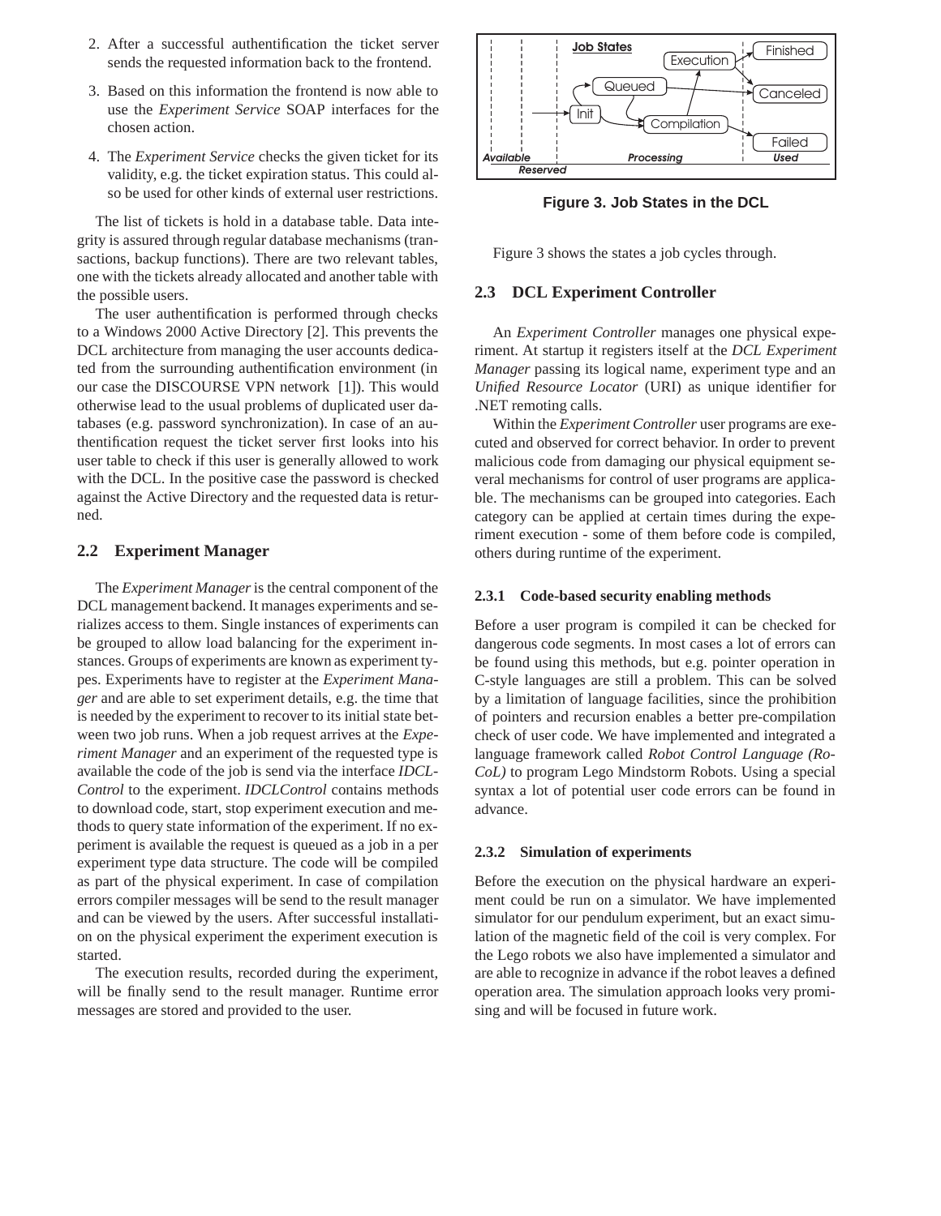2. After a successful authentification the ticket server sends the requested information back to the frontend.
3. Based on this information the frontend is now able to use the *Experiment Service* SOAP interfaces for the chosen action.
4. The *Experiment Service* checks the given ticket for its validity, e.g. the ticket expiration status. This could also be used for other kinds of external user restrictions.

The list of tickets is hold in a database table. Data integrity is assured through regular database mechanisms (transactions, backup functions). There are two relevant tables, one with the tickets already allocated and another table with the possible users.

The user authentification is performed through checks to a Windows 2000 Active Directory [2]. This prevents the DCL architecture from managing the user accounts dedicated from the surrounding authentification environment (in our case the DISCOURSE VPN network [1]). This would otherwise lead to the usual problems of duplicated user databases (e.g. password synchronization). In case of an authentification request the ticket server first looks into his user table to check if this user is generally allowed to work with the DCL. In the positive case the password is checked against the Active Directory and the requested data is returned.

## 2.2 Experiment Manager

The *Experiment Manager* is the central component of the DCL management backend. It manages experiments and serializes access to them. Single instances of experiments can be grouped to allow load balancing for the experiment instances. Groups of experiments are known as experiment types. Experiments have to register at the *Experiment Manager* and are able to set experiment details, e.g. the time that is needed by the experiment to recover to its initial state between two job runs. When a job request arrives at the *Experiment Manager* and an experiment of the requested type is available the code of the job is send via the interface *IDCLControl* to the experiment. *IDCLControl* contains methods to download code, start, stop experiment execution and methods to query state information of the experiment. If no experiment is available the request is queued as a job in a per experiment type data structure. The code will be compiled as part of the physical experiment. In case of compilation errors compiler messages will be send to the result manager and can be viewed by the users. After successful installation on the physical experiment the experiment execution is started.

The execution results, recorded during the experiment, will be finally send to the result manager. Runtime error messages are stored and provided to the user.

Job States
Init
Queued
Compilation
Execution
Finished
Canceled
Failed
Available
Reserved
Processing
Used

**Figure 3. Job States in the DCL**

Figure 3 shows the states a job cycles through.

## 2.3 DCL Experiment Controller

An *Experiment Controller* manages one physical experiment. At startup it registers itself at the *DCL Experiment Manager* passing its logical name, experiment type and an *Unified Resource Locator* (URI) as unique identifier for .NET remoting calls.

Within the *Experiment Controller* user programs are executed and observed for correct behavior. In order to prevent malicious code from damaging our physical equipment several mechanisms for control of user programs are applicable. The mechanisms can be grouped into categories. Each category can be applied at certain times during the experiment execution - some of them before code is compiled, others during runtime of the experiment.

### 2.3.1 Code-based security enabling methods

Before a user program is compiled it can be checked for dangerous code segments. In most cases a lot of errors can be found using this methods, but e.g. pointer operation in C-style languages are still a problem. This can be solved by a limitation of language facilities, since the prohibition of pointers and recursion enables a better pre-compilation check of user code. We have implemented and integrated a language framework called *Robot Control Language (RoCoL)* to program Lego Mindstorm Robots. Using a special syntax a lot of potential user code errors can be found in advance.

### 2.3.2 Simulation of experiments

Before the execution on the physical hardware an experiment could be run on a simulator. We have implemented simulator for our pendulum experiment, but an exact simulation of the magnetic field of the coil is very complex. For the Lego robots we also have implemented a simulator and are able to recognize in advance if the robot leaves a defined operation area. The simulation approach looks very promising and will be focused in future work.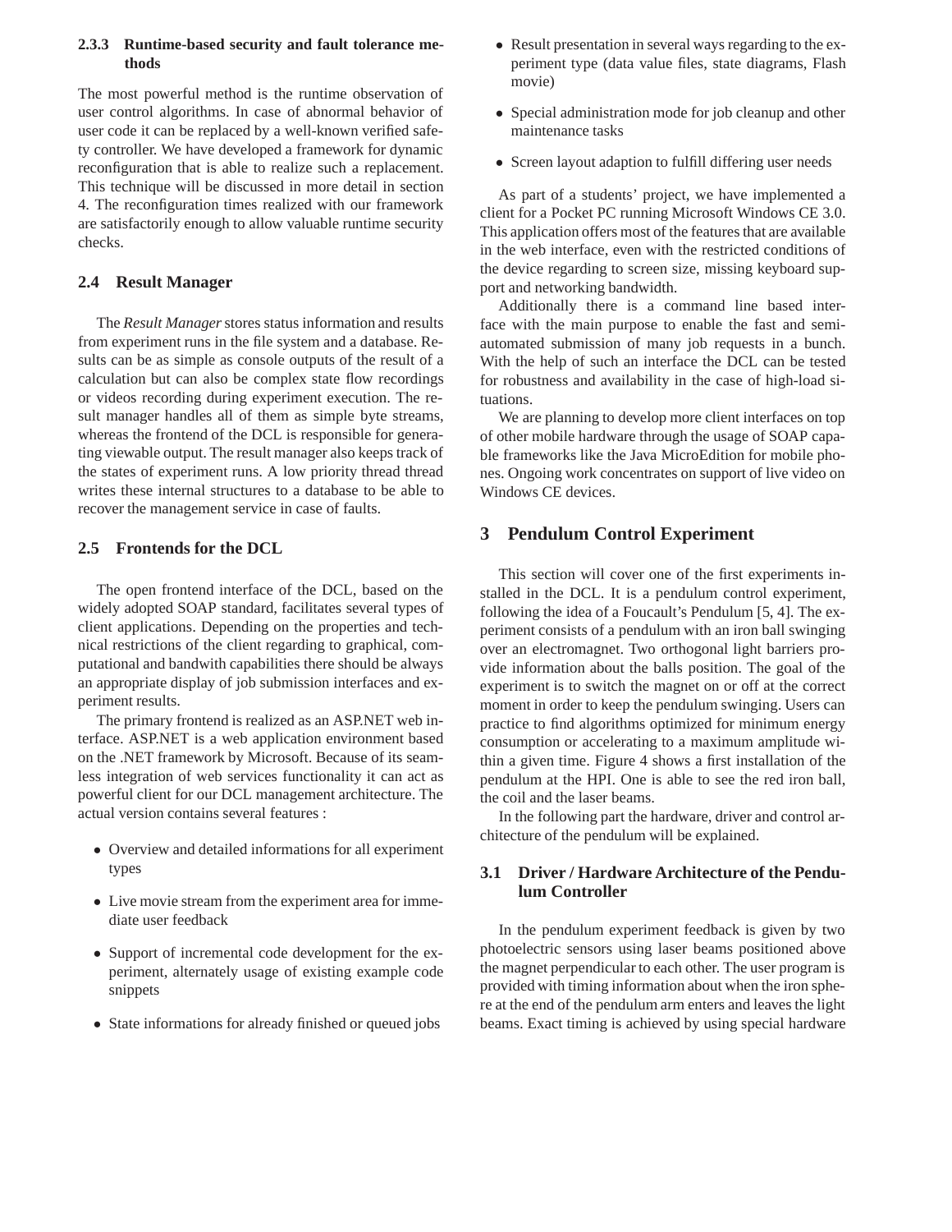#### 2.3.3 Runtime-based security and fault tolerance methods

The most powerful method is the runtime observation of user control algorithms. In case of abnormal behavior of user code it can be replaced by a well-known verified safety controller. We have developed a framework for dynamic reconfiguration that is able to realize such a replacement. This technique will be discussed in more detail in section 4. The reconfiguration times realized with our framework are satisfactorily enough to allow valuable runtime security checks.

### 2.4 Result Manager

The *Result Manager* stores status information and results from experiment runs in the file system and a database. Results can be as simple as console outputs of the result of a calculation but can also be complex state flow recordings or videos recording during experiment execution. The result manager handles all of them as simple byte streams, whereas the frontend of the DCL is responsible for generating viewable output. The result manager also keeps track of the states of experiment runs. A low priority thread thread writes these internal structures to a database to be able to recover the management service in case of faults.

### 2.5 Frontends for the DCL

The open frontend interface of the DCL, based on the widely adopted SOAP standard, facilitates several types of client applications. Depending on the properties and technical restrictions of the client regarding to graphical, computational and bandwith capabilities there should be always an appropriate display of job submission interfaces and experiment results.

The primary frontend is realized as an ASP.NET web interface. ASP.NET is a web application environment based on the .NET framework by Microsoft. Because of its seamless integration of web services functionality it can act as powerful client for our DCL management architecture. The actual version contains several features :

- Overview and detailed informations for all experiment types
- Live movie stream from the experiment area for immediate user feedback
- Support of incremental code development for the experiment, alternately usage of existing example code snippets
- State informations for already finished or queued jobs
- Result presentation in several ways regarding to the experiment type (data value files, state diagrams, Flash movie)
- Special administration mode for job cleanup and other maintenance tasks
- Screen layout adaption to fulfill differing user needs

As part of a students' project, we have implemented a client for a Pocket PC running Microsoft Windows CE 3.0. This application offers most of the features that are available in the web interface, even with the restricted conditions of the device regarding to screen size, missing keyboard support and networking bandwidth.

Additionally there is a command line based interface with the main purpose to enable the fast and semi-automated submission of many job requests in a bunch. With the help of such an interface the DCL can be tested for robustness and availability in the case of high-load situations.

We are planning to develop more client interfaces on top of other mobile hardware through the usage of SOAP capable frameworks like the Java MicroEdition for mobile phones. Ongoing work concentrates on support of live video on Windows CE devices.

## 3 Pendulum Control Experiment

This section will cover one of the first experiments installed in the DCL. It is a pendulum control experiment, following the idea of a Foucault's Pendulum [5, 4]. The experiment consists of a pendulum with an iron ball swinging over an electromagnet. Two orthogonal light barriers provide information about the balls position. The goal of the experiment is to switch the magnet on or off at the correct moment in order to keep the pendulum swinging. Users can practice to find algorithms optimized for minimum energy consumption or accelerating to a maximum amplitude within a given time. Figure 4 shows a first installation of the pendulum at the HPI. One is able to see the red iron ball, the coil and the laser beams.

In the following part the hardware, driver and control architecture of the pendulum will be explained.

### 3.1 Driver / Hardware Architecture of the Pendulum Controller

In the pendulum experiment feedback is given by two photoelectric sensors using laser beams positioned above the magnet perpendicular to each other. The user program is provided with timing information about when the iron sphere at the end of the pendulum arm enters and leaves the light beams. Exact timing is achieved by using special hardware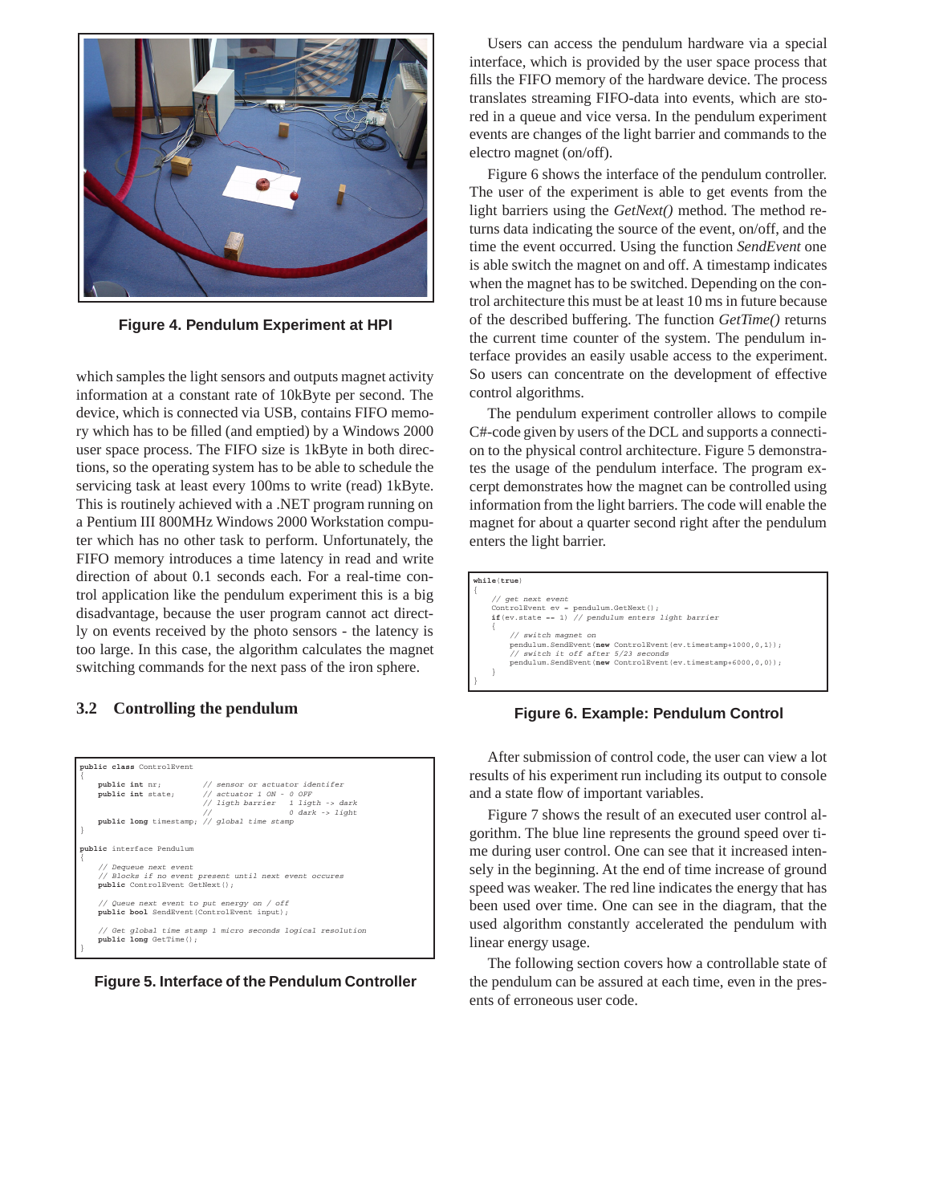Figure 4. Pendulum Experiment at HPI

which samples the light sensors and outputs magnet activity information at a constant rate of 10kByte per second. The device, which is connected via USB, contains FIFO memory which has to be filled (and emptied) by a Windows 2000 user space process. The FIFO size is 1kByte in both directions, so the operating system has to be able to schedule the servicing task at least every 100ms to write (read) 1kByte. This is routinely achieved with a .NET program running on a Pentium III 800MHz Windows 2000 Workstation computer which has no other task to perform. Unfortunately, the FIFO memory introduces a time latency in read and write direction of about 0.1 seconds each. For a real-time control application like the pendulum experiment this is a big disadvantage, because the user program cannot directly on events received by the photo sensors - the latency is too large. In this case, the algorithm calculates the magnet switching commands for the next pass of the iron sphere.

### 3.2 Controlling the pendulum

```
public class ControlEvent
{
    public int nr;          // sensor or actuator identifer
    public int state;       // actuator 1 ON - 0 OFF
                            // ligth barrier   1 ligth -> dark
                            //                 0 dark -> light
    public long timestamp; // global time stamp
}

public interface Pendulum
{
    // Dequeue next event
    // Blocks if no event present until next event occures
    public ControlEvent GetNext();

    // Queue next event to put energy on / off
    public bool SendEvent(ControlEvent input);

    // Get global time stamp 1 micro seconds logical resolution
    public long GetTime();
}
```

Figure 5. Interface of the Pendulum Controller

Users can access the pendulum hardware via a special interface, which is provided by the user space process that fills the FIFO memory of the hardware device. The process translates streaming FIFO-data into events, which are stored in a queue and vice versa. In the pendulum experiment events are changes of the light barrier and commands to the electro magnet (on/off).

Figure 6 shows the interface of the pendulum controller. The user of the experiment is able to get events from the light barriers using the *GetNext()* method. The method returns data indicating the source of the event, on/off, and the time the event occurred. Using the function *SendEvent* one is able switch the magnet on and off. A timestamp indicates when the magnet has to be switched. Depending on the control architecture this must be at least 10 ms in future because of the described buffering. The function *GetTime()* returns the current time counter of the system. The pendulum interface provides an easily usable access to the experiment. So users can concentrate on the development of effective control algorithms.

The pendulum experiment controller allows to compile C#-code given by users of the DCL and supports a connection to the physical control architecture. Figure 5 demonstrates the usage of the pendulum interface. The program excerpt demonstrates how the magnet can be controlled using information from the light barriers. The code will enable the magnet for about a quarter second right after the pendulum enters the light barrier.

```
while(true)
{
    // get next event
    ControlEvent ev = pendulum.GetNext();
    if(ev.state == 1) // pendulum enters light barrier
    {
        // switch magnet on
        pendulum.SendEvent(new ControlEvent(ev.timestamp+1000,0,1));
        // switch it off after 5/23 seconds
        pendulum.SendEvent(new ControlEvent(ev.timestamp+6000,0,0));
    }
}
```

Figure 6. Example: Pendulum Control

After submission of control code, the user can view a lot results of his experiment run including its output to console and a state flow of important variables.

Figure 7 shows the result of an executed user control algorithm. The blue line represents the ground speed over time during user control. One can see that it increased intensely in the beginning. At the end of time increase of ground speed was weaker. The red line indicates the energy that has been used over time. One can see in the diagram, that the used algorithm constantly accelerated the pendulum with linear energy usage.

The following section covers how a controllable state of the pendulum can be assured at each time, even in the presents of erroneous user code.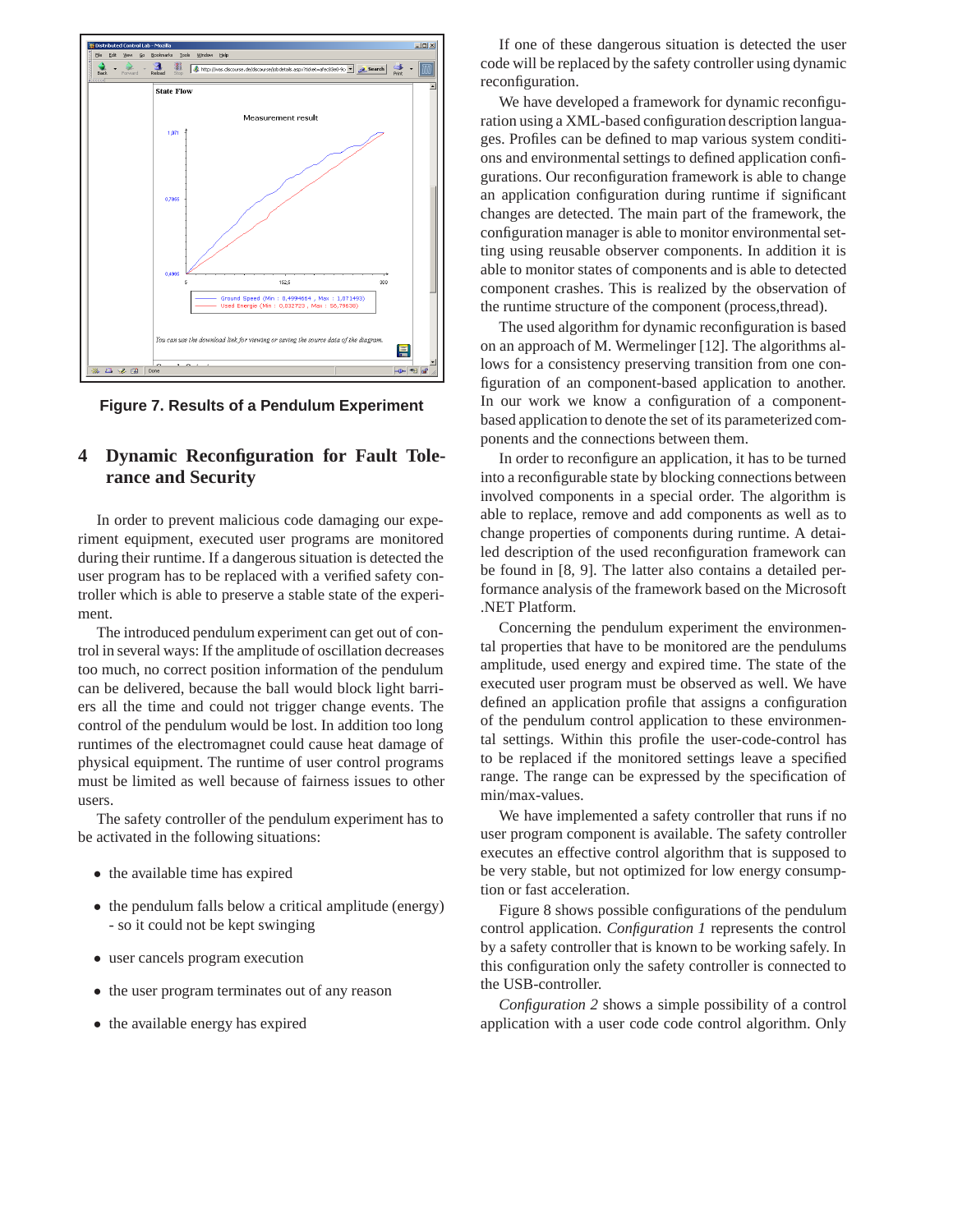Figure 7. Results of a Pendulum Experiment

## 4 Dynamic Reconfiguration for Fault Tolerance and Security

In order to prevent malicious code damaging our experiment equipment, executed user programs are monitored during their runtime. If a dangerous situation is detected the user program has to be replaced with a verified safety controller which is able to preserve a stable state of the experiment.

The introduced pendulum experiment can get out of control in several ways: If the amplitude of oscillation decreases too much, no correct position information of the pendulum can be delivered, because the ball would block light barriers all the time and could not trigger change events. The control of the pendulum would be lost. In addition too long runtimes of the electromagnet could cause heat damage of physical equipment. The runtime of user control programs must be limited as well because of fairness issues to other users.

The safety controller of the pendulum experiment has to be activated in the following situations:

- the available time has expired
- the pendulum falls below a critical amplitude (energy) - so it could not be kept swinging
- user cancels program execution
- the user program terminates out of any reason
- the available energy has expired

If one of these dangerous situation is detected the user code will be replaced by the safety controller using dynamic reconfiguration.

We have developed a framework for dynamic reconfiguration using a XML-based configuration description languages. Profiles can be defined to map various system conditions and environmental settings to defined application configurations. Our reconfiguration framework is able to change an application configuration during runtime if significant changes are detected. The main part of the framework, the configuration manager is able to monitor environmental setting using reusable observer components. In addition it is able to monitor states of components and is able to detected component crashes. This is realized by the observation of the runtime structure of the component (process,thread).

The used algorithm for dynamic reconfiguration is based on an approach of M. Wermelinger [12]. The algorithms allows for a consistency preserving transition from one configuration of an component-based application to another. In our work we know a configuration of a component-based application to denote the set of its parameterized components and the connections between them.

In order to reconfigure an application, it has to be turned into a reconfigurable state by blocking connections between involved components in a special order. The algorithm is able to replace, remove and add components as well as to change properties of components during runtime. A detailed description of the used reconfiguration framework can be found in [8, 9]. The latter also contains a detailed performance analysis of the framework based on the Microsoft .NET Platform.

Concerning the pendulum experiment the environmental properties that have to be monitored are the pendulums amplitude, used energy and expired time. The state of the executed user program must be observed as well. We have defined an application profile that assigns a configuration of the pendulum control application to these environmental settings. Within this profile the user-code-control has to be replaced if the monitored settings leave a specified range. The range can be expressed by the specification of min/max-values.

We have implemented a safety controller that runs if no user program component is available. The safety controller executes an effective control algorithm that is supposed to be very stable, but not optimized for low energy consumption or fast acceleration.

Figure 8 shows possible configurations of the pendulum control application. *Configuration 1* represents the control by a safety controller that is known to be working safely. In this configuration only the safety controller is connected to the USB-controller.

*Configuration 2* shows a simple possibility of a control application with a user code code control algorithm. Only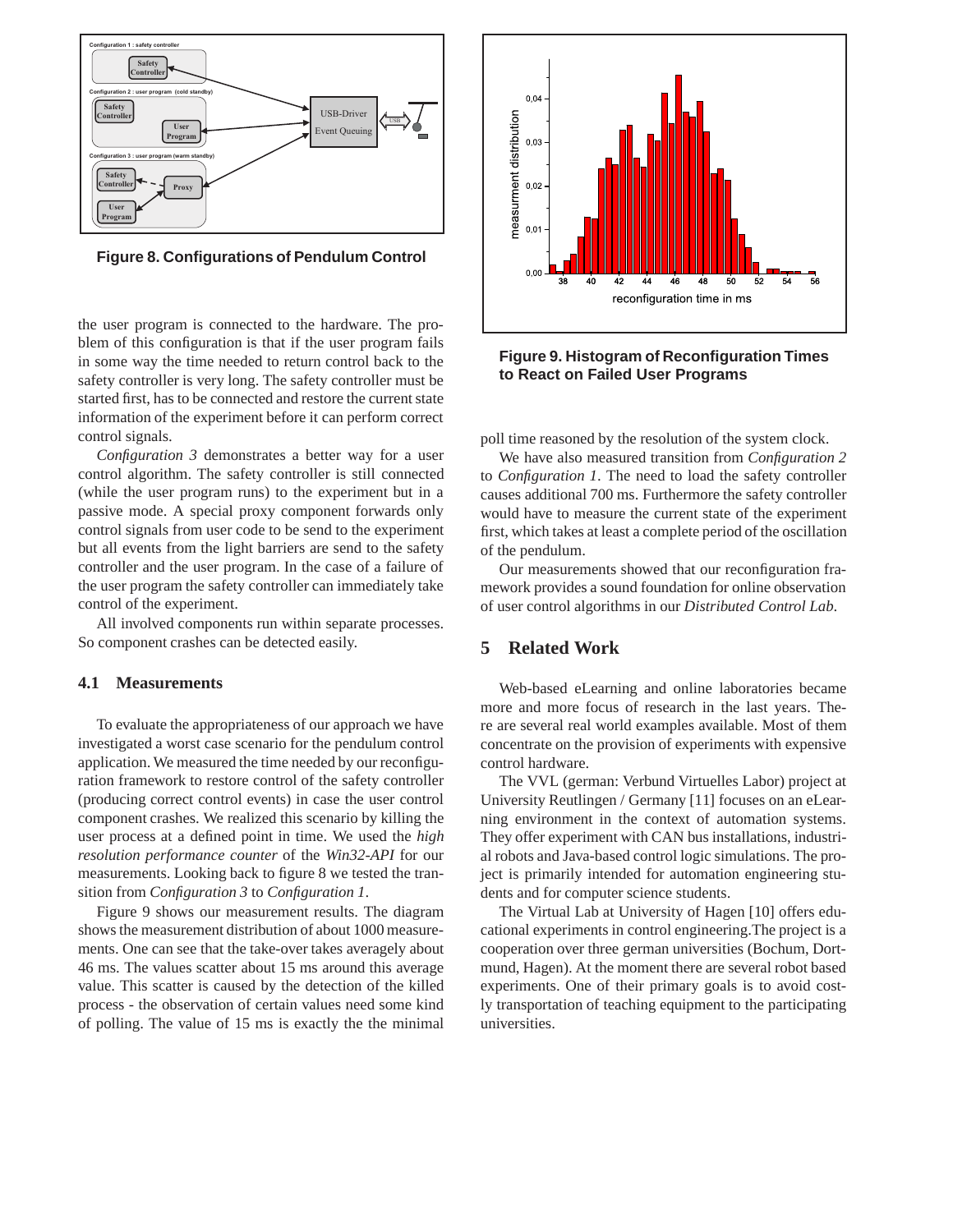**Figure 8. Configurations of Pendulum Control**

the user program is connected to the hardware. The problem of this configuration is that if the user program fails in some way the time needed to return control back to the safety controller is very long. The safety controller must be started first, has to be connected and restore the current state information of the experiment before it can perform correct control signals.

*Configuration 3* demonstrates a better way for a user control algorithm. The safety controller is still connected (while the user program runs) to the experiment but in a passive mode. A special proxy component forwards only control signals from user code to be send to the experiment but all events from the light barriers are send to the safety controller and the user program. In the case of a failure of the user program the safety controller can immediately take control of the experiment.

All involved components run within separate processes. So component crashes can be detected easily.

### 4.1 Measurements

To evaluate the appropriateness of our approach we have investigated a worst case scenario for the pendulum control application. We measured the time needed by our reconfiguration framework to restore control of the safety controller (producing correct control events) in case the user control component crashes. We realized this scenario by killing the user process at a defined point in time. We used the *high resolution performance counter* of the *Win32-API* for our measurements. Looking back to figure 8 we tested the transition from *Configuration 3* to *Configuration 1*.

Figure 9 shows our measurement results. The diagram shows the measurement distribution of about 1000 measurements. One can see that the take-over takes averagely about 46 ms. The values scatter about 15 ms around this average value. This scatter is caused by the detection of the killed process - the observation of certain values need some kind of polling. The value of 15 ms is exactly the the minimal poll time reasoned by the resolution of the system clock.

**Figure 9. Histogram of Reconfiguration Times to React on Failed User Programs**

We have also measured transition from *Configuration 2* to *Configuration 1*. The need to load the safety controller causes additional 700 ms. Furthermore the safety controller would have to measure the current state of the experiment first, which takes at least a complete period of the oscillation of the pendulum.

Our measurements showed that our reconfiguration framework provides a sound foundation for online observation of user control algorithms in our *Distributed Control Lab*.

## 5 Related Work

Web-based eLearning and online laboratories became more and more focus of research in the last years. There are several real world examples available. Most of them concentrate on the provision of experiments with expensive control hardware.

The VVL (german: Verbund Virtuelles Labor) project at University Reutlingen / Germany [11] focuses on an eLearning environment in the context of automation systems. They offer experiment with CAN bus installations, industrial robots and Java-based control logic simulations. The project is primarily intended for automation engineering students and for computer science students.

The Virtual Lab at University of Hagen [10] offers educational experiments in control engineering.The project is a cooperation over three german universities (Bochum, Dortmund, Hagen). At the moment there are several robot based experiments. One of their primary goals is to avoid costly transportation of teaching equipment to the participating universities.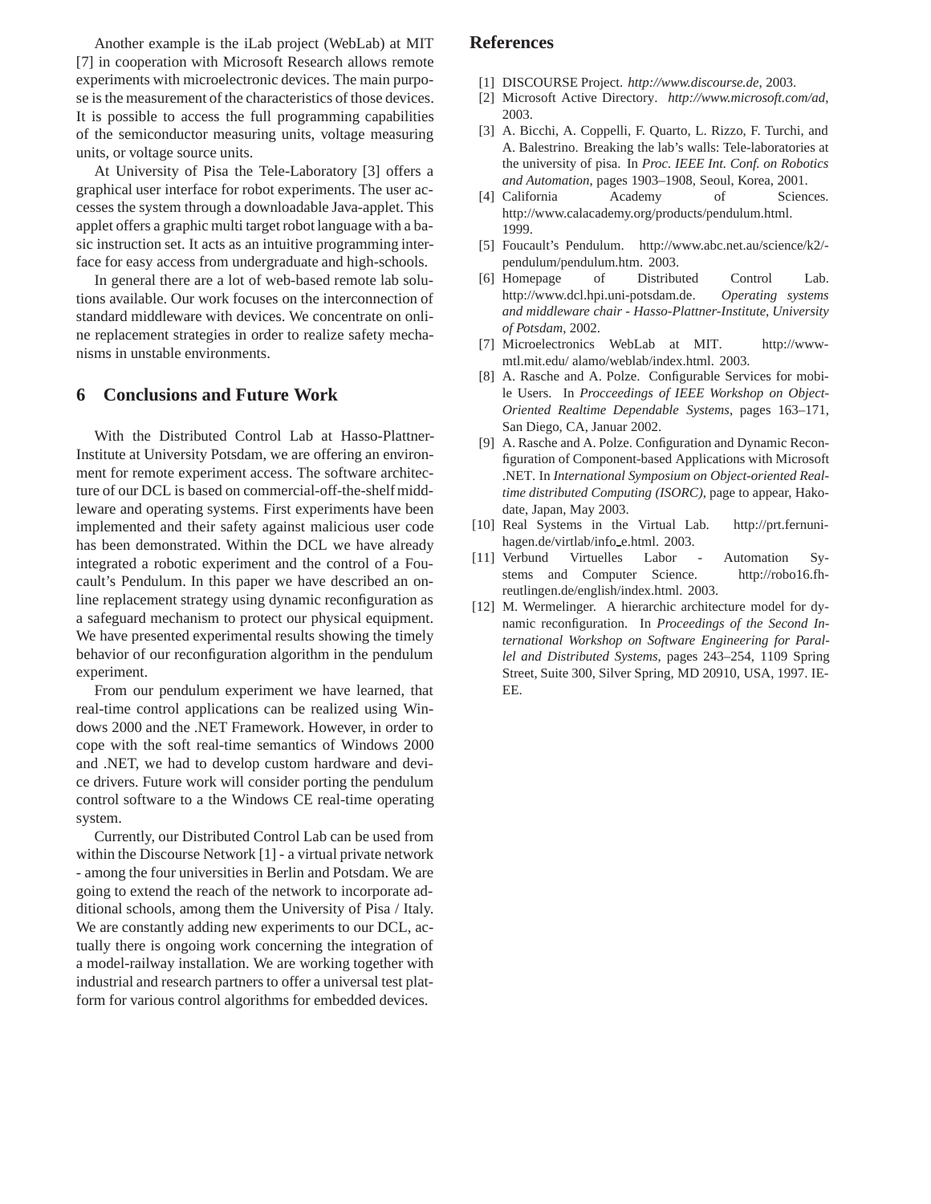Another example is the iLab project (WebLab) at MIT [7] in cooperation with Microsoft Research allows remote experiments with microelectronic devices. The main purpose is the measurement of the characteristics of those devices. It is possible to access the full programming capabilities of the semiconductor measuring units, voltage measuring units, or voltage source units.

At University of Pisa the Tele-Laboratory [3] offers a graphical user interface for robot experiments. The user accesses the system through a downloadable Java-applet. This applet offers a graphic multi target robot language with a basic instruction set. It acts as an intuitive programming interface for easy access from undergraduate and high-schools.

In general there are a lot of web-based remote lab solutions available. Our work focuses on the interconnection of standard middleware with devices. We concentrate on online replacement strategies in order to realize safety mechanisms in unstable environments.

## 6 Conclusions and Future Work

With the Distributed Control Lab at Hasso-Plattner-Institute at University Potsdam, we are offering an environment for remote experiment access. The software architecture of our DCL is based on commercial-off-the-shelf middleware and operating systems. First experiments have been implemented and their safety against malicious user code has been demonstrated. Within the DCL we have already integrated a robotic experiment and the control of a Foucault's Pendulum. In this paper we have described an online replacement strategy using dynamic reconfiguration as a safeguard mechanism to protect our physical equipment. We have presented experimental results showing the timely behavior of our reconfiguration algorithm in the pendulum experiment.

From our pendulum experiment we have learned, that real-time control applications can be realized using Windows 2000 and the .NET Framework. However, in order to cope with the soft real-time semantics of Windows 2000 and .NET, we had to develop custom hardware and device drivers. Future work will consider porting the pendulum control software to a the Windows CE real-time operating system.

Currently, our Distributed Control Lab can be used from within the Discourse Network [1] - a virtual private network - among the four universities in Berlin and Potsdam. We are going to extend the reach of the network to incorporate additional schools, among them the University of Pisa / Italy. We are constantly adding new experiments to our DCL, actually there is ongoing work concerning the integration of a model-railway installation. We are working together with industrial and research partners to offer a universal test platform for various control algorithms for embedded devices.

## References

[1] DISCOURSE Project. *http://www.discourse.de*, 2003.

[2] Microsoft Active Directory. *http://www.microsoft.com/ad*, 2003.

[3] A. Bicchi, A. Coppelli, F. Quarto, L. Rizzo, F. Turchi, and A. Balestrino. Breaking the lab's walls: Tele-laboratories at the university of pisa. In *Proc. IEEE Int. Conf. on Robotics and Automation*, pages 1903–1908, Seoul, Korea, 2001.

[4] California Academy of Sciences. http://www.calacademy.org/products/pendulum.html. 1999.

[5] Foucault's Pendulum. http://www.abc.net.au/science/k2/-pendulum/pendulum.htm. 2003.

[6] Homepage of Distributed Control Lab. http://www.dcl.hpi.uni-potsdam.de. *Operating systems and middleware chair - Hasso-Plattner-Institute, University of Potsdam*, 2002.

[7] Microelectronics WebLab at MIT. http://www-mtl.mit.edu/ alamo/weblab/index.html. 2003.

[8] A. Rasche and A. Polze. Configurable Services for mobile Users. In *Procceedings of IEEE Workshop on Object-Oriented Realtime Dependable Systems*, pages 163–171, San Diego, CA, Januar 2002.

[9] A. Rasche and A. Polze. Configuration and Dynamic Reconfiguration of Component-based Applications with Microsoft .NET. In *International Symposium on Object-oriented Real-time distributed Computing (ISORC)*, page to appear, Hakodate, Japan, May 2003.

[10] Real Systems in the Virtual Lab. http://prt.fernuni-hagen.de/virtlab/info_e.html. 2003.

[11] Verbund Virtuelles Labor - Automation Systems and Computer Science. http://robo16.fh-reutlingen.de/english/index.html. 2003.

[12] M. Wermelinger. A hierarchic architecture model for dynamic reconfiguration. In *Proceedings of the Second International Workshop on Software Engineering for Parallel and Distributed Systems*, pages 243–254, 1109 Spring Street, Suite 300, Silver Spring, MD 20910, USA, 1997. IEEE.